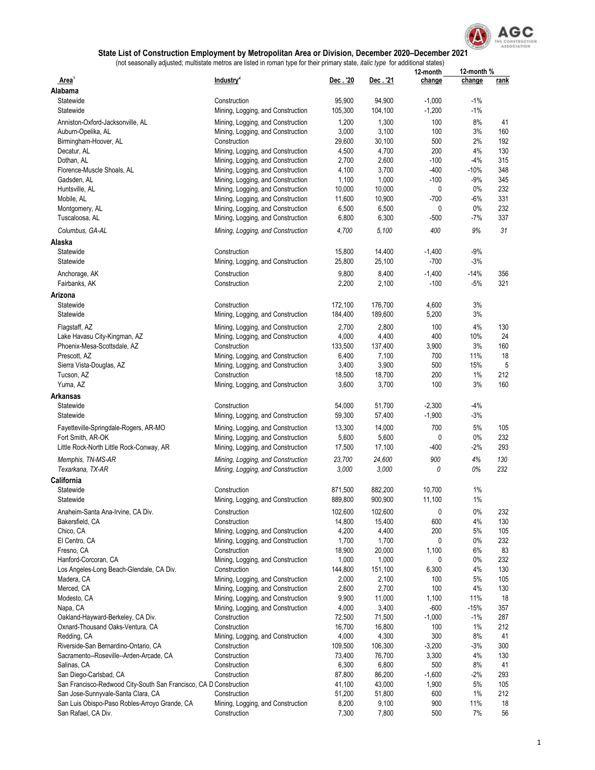## State List of Construction Employment by Metropolitan Area or Division, December 2020–December 2021

(not seasonally adjusted; multistate metros are listed in roman type for their primary state, *italic type* for additional states)

| Area[1] | Industry[2] | Dec . '20 | Dec . '21 | 12-month change | 12-month % change | rank |
|---|---|---|---|---|---|---|
| **Alabama** | | | | | | |
| Statewide | Construction | 95,900 | 94,900 | -1,000 | -1% | |
| Statewide | Mining, Logging, and Construction | 105,300 | 104,100 | -1,200 | -1% | |
| Anniston-Oxford-Jacksonville, AL | Mining, Logging, and Construction | 1,200 | 1,300 | 100 | 8% | 41 |
| Auburn-Opelika, AL | Mining, Logging, and Construction | 3,000 | 3,100 | 100 | 3% | 160 |
| Birmingham-Hoover, AL | Construction | 29,600 | 30,100 | 500 | 2% | 192 |
| Decatur, AL | Mining, Logging, and Construction | 4,500 | 4,700 | 200 | 4% | 130 |
| Dothan, AL | Mining, Logging, and Construction | 2,700 | 2,600 | -100 | -4% | 315 |
| Florence-Muscle Shoals, AL | Mining, Logging, and Construction | 4,100 | 3,700 | -400 | -10% | 348 |
| Gadsden, AL | Mining, Logging, and Construction | 1,100 | 1,000 | -100 | -9% | 345 |
| Huntsville, AL | Mining, Logging, and Construction | 10,000 | 10,000 | 0 | 0% | 232 |
| Mobile, AL | Mining, Logging, and Construction | 11,600 | 10,900 | -700 | -6% | 331 |
| Montgomery, AL | Mining, Logging, and Construction | 6,500 | 6,500 | 0 | 0% | 232 |
| Tuscaloosa, AL | Mining, Logging, and Construction | 6,800 | 6,300 | -500 | -7% | 337 |
| *Columbus, GA-AL* | *Mining, Logging, and Construction* | *4,700* | *5,100* | *400* | *9%* | *31* |
| **Alaska** | | | | | | |
| Statewide | Construction | 15,800 | 14,400 | -1,400 | -9% | |
| Statewide | Mining, Logging, and Construction | 25,800 | 25,100 | -700 | -3% | |
| Anchorage, AK | Construction | 9,800 | 8,400 | -1,400 | -14% | 356 |
| Fairbanks, AK | Construction | 2,200 | 2,100 | -100 | -5% | 321 |
| **Arizona** | | | | | | |
| Statewide | Construction | 172,100 | 176,700 | 4,600 | 3% | |
| Statewide | Mining, Logging, and Construction | 184,400 | 189,600 | 5,200 | 3% | |
| Flagstaff, AZ | Mining, Logging, and Construction | 2,700 | 2,800 | 100 | 4% | 130 |
| Lake Havasu City-Kingman, AZ | Mining, Logging, and Construction | 4,000 | 4,400 | 400 | 10% | 24 |
| Phoenix-Mesa-Scottsdale, AZ | Construction | 133,500 | 137,400 | 3,900 | 3% | 160 |
| Prescott, AZ | Mining, Logging, and Construction | 6,400 | 7,100 | 700 | 11% | 18 |
| Sierra Vista-Douglas, AZ | Mining, Logging, and Construction | 3,400 | 3,900 | 500 | 15% | 5 |
| Tucson, AZ | Construction | 18,500 | 18,700 | 200 | 1% | 212 |
| Yuma, AZ | Mining, Logging, and Construction | 3,600 | 3,700 | 100 | 3% | 160 |
| **Arkansas** | | | | | | |
| Statewide | Construction | 54,000 | 51,700 | -2,300 | -4% | |
| Statewide | Mining, Logging, and Construction | 59,300 | 57,400 | -1,900 | -3% | |
| Fayetteville-Springdale-Rogers, AR-MO | Mining, Logging, and Construction | 13,300 | 14,000 | 700 | 5% | 105 |
| Fort Smith, AR-OK | Mining, Logging, and Construction | 5,600 | 5,600 | 0 | 0% | 232 |
| Little Rock-North Little Rock-Conway, AR | Mining, Logging, and Construction | 17,500 | 17,100 | -400 | -2% | 293 |
| *Memphis, TN-MS-AR* | *Mining, Logging, and Construction* | *23,700* | *24,600* | *900* | *4%* | *130* |
| *Texarkana, TX-AR* | *Mining, Logging, and Construction* | *3,000* | *3,000* | *0* | *0%* | *232* |
| **California** | | | | | | |
| Statewide | Construction | 871,500 | 882,200 | 10,700 | 1% | |
| Statewide | Mining, Logging, and Construction | 889,800 | 900,900 | 11,100 | 1% | |
| Anaheim-Santa Ana-Irvine, CA Div. | Construction | 102,600 | 102,600 | 0 | 0% | 232 |
| Bakersfield, CA | Construction | 14,800 | 15,400 | 600 | 4% | 130 |
| Chico, CA | Mining, Logging, and Construction | 4,200 | 4,400 | 200 | 5% | 105 |
| El Centro, CA | Mining, Logging, and Construction | 1,700 | 1,700 | 0 | 0% | 232 |
| Fresno, CA | Construction | 18,900 | 20,000 | 1,100 | 6% | 83 |
| Hanford-Corcoran, CA | Mining, Logging, and Construction | 1,000 | 1,000 | 0 | 0% | 232 |
| Los Angeles-Long Beach-Glendale, CA Div. | Construction | 144,800 | 151,100 | 6,300 | 4% | 130 |
| Madera, CA | Mining, Logging, and Construction | 2,000 | 2,100 | 100 | 5% | 105 |
| Merced, CA | Mining, Logging, and Construction | 2,600 | 2,700 | 100 | 4% | 130 |
| Modesto, CA | Mining, Logging, and Construction | 9,900 | 11,000 | 1,100 | 11% | 18 |
| Napa, CA | Mining, Logging, and Construction | 4,000 | 3,400 | -600 | -15% | 357 |
| Oakland-Hayward-Berkeley, CA Div. | Construction | 72,500 | 71,500 | -1,000 | -1% | 287 |
| Oxnard-Thousand Oaks-Ventura, CA | Construction | 16,700 | 16,800 | 100 | 1% | 212 |
| Redding, CA | Mining, Logging, and Construction | 4,000 | 4,300 | 300 | 8% | 41 |
| Riverside-San Bernardino-Ontario, CA | Construction | 109,500 | 106,300 | -3,200 | -3% | 300 |
| Sacramento--Roseville--Arden-Arcade, CA | Construction | 73,400 | 76,700 | 3,300 | 4% | 130 |
| Salinas, CA | Construction | 6,300 | 6,800 | 500 | 8% | 41 |
| San Diego-Carlsbad, CA | Construction | 87,800 | 86,200 | -1,600 | -2% | 293 |
| San Francisco-Redwood City-South San Francisco, CA D | Construction | 41,100 | 43,000 | 1,900 | 5% | 105 |
| San Jose-Sunnyvale-Santa Clara, CA | Construction | 51,200 | 51,800 | 600 | 1% | 212 |
| San Luis Obispo-Paso Robles-Arroyo Grande, CA | Mining, Logging, and Construction | 8,200 | 9,100 | 900 | 11% | 18 |
| San Rafael, CA Div. | Construction | 7,300 | 7,800 | 500 | 7% | 56 |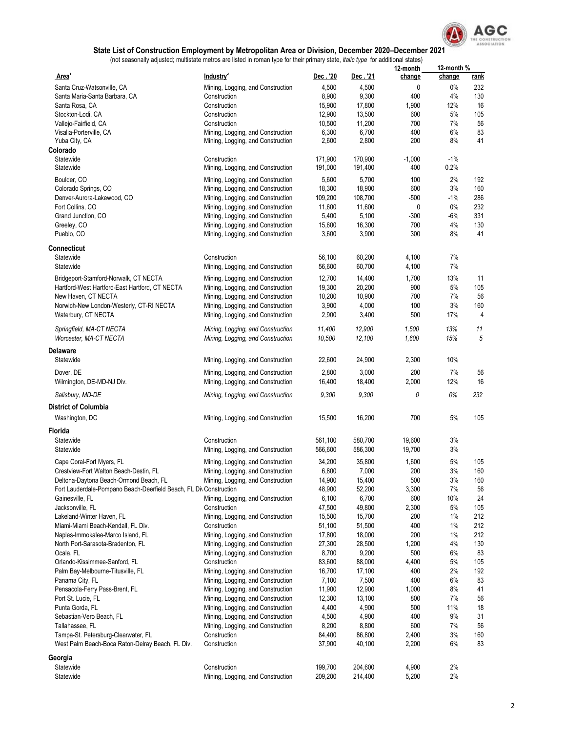### State List of Construction Employment by Metropolitan Area or Division, December 2020–December 2021

(not seasonally adjusted; multistate metros are listed in roman type for their primary state, *italic type* for additional states)

| Area[1] | Industry[2] | Dec . '20 | Dec . '21 | 12-month change | 12-month % change | rank |
|---|---|---|---|---|---|---|
| Santa Cruz-Watsonville, CA | Mining, Logging, and Construction | 4,500 | 4,500 | 0 | 0% | 232 |
| Santa Maria-Santa Barbara, CA | Construction | 8,900 | 9,300 | 400 | 4% | 130 |
| Santa Rosa, CA | Construction | 15,900 | 17,800 | 1,900 | 12% | 16 |
| Stockton-Lodi, CA | Construction | 12,900 | 13,500 | 600 | 5% | 105 |
| Vallejo-Fairfield, CA | Construction | 10,500 | 11,200 | 700 | 7% | 56 |
| Visalia-Porterville, CA | Mining, Logging, and Construction | 6,300 | 6,700 | 400 | 6% | 83 |
| Yuba City, CA | Mining, Logging, and Construction | 2,600 | 2,800 | 200 | 8% | 41 |
| **Colorado** | | | | | | |
| Statewide | Construction | 171,900 | 170,900 | -1,000 | -1% | |
| Statewide | Mining, Logging, and Construction | 191,000 | 191,400 | 400 | 0.2% | |
| Boulder, CO | Mining, Logging, and Construction | 5,600 | 5,700 | 100 | 2% | 192 |
| Colorado Springs, CO | Mining, Logging, and Construction | 18,300 | 18,900 | 600 | 3% | 160 |
| Denver-Aurora-Lakewood, CO | Mining, Logging, and Construction | 109,200 | 108,700 | -500 | -1% | 286 |
| Fort Collins, CO | Mining, Logging, and Construction | 11,600 | 11,600 | 0 | 0% | 232 |
| Grand Junction, CO | Mining, Logging, and Construction | 5,400 | 5,100 | -300 | -6% | 331 |
| Greeley, CO | Mining, Logging, and Construction | 15,600 | 16,300 | 700 | 4% | 130 |
| Pueblo, CO | Mining, Logging, and Construction | 3,600 | 3,900 | 300 | 8% | 41 |
| **Connecticut** | | | | | | |
| Statewide | Construction | 56,100 | 60,200 | 4,100 | 7% | |
| Statewide | Mining, Logging, and Construction | 56,600 | 60,700 | 4,100 | 7% | |
| Bridgeport-Stamford-Norwalk, CT NECTA | Mining, Logging, and Construction | 12,700 | 14,400 | 1,700 | 13% | 11 |
| Hartford-West Hartford-East Hartford, CT NECTA | Mining, Logging, and Construction | 19,300 | 20,200 | 900 | 5% | 105 |
| New Haven, CT NECTA | Mining, Logging, and Construction | 10,200 | 10,900 | 700 | 7% | 56 |
| Norwich-New London-Westerly, CT-RI NECTA | Mining, Logging, and Construction | 3,900 | 4,000 | 100 | 3% | 160 |
| Waterbury, CT NECTA | Mining, Logging, and Construction | 2,900 | 3,400 | 500 | 17% | 4 |
| *Springfield, MA-CT NECTA* | *Mining, Logging, and Construction* | *11,400* | *12,900* | *1,500* | *13%* | *11* |
| *Worcester, MA-CT NECTA* | *Mining, Logging, and Construction* | *10,500* | *12,100* | *1,600* | *15%* | *5* |
| **Delaware** | | | | | | |
| Statewide | Mining, Logging, and Construction | 22,600 | 24,900 | 2,300 | 10% | |
| Dover, DE | Mining, Logging, and Construction | 2,800 | 3,000 | 200 | 7% | 56 |
| Wilmington, DE-MD-NJ Div. | Mining, Logging, and Construction | 16,400 | 18,400 | 2,000 | 12% | 16 |
| *Salisbury, MD-DE* | *Mining, Logging, and Construction* | *9,300* | *9,300* | *0* | *0%* | *232* |
| **District of Columbia** | | | | | | |
| Washington, DC | Mining, Logging, and Construction | 15,500 | 16,200 | 700 | 5% | 105 |
| **Florida** | | | | | | |
| Statewide | Construction | 561,100 | 580,700 | 19,600 | 3% | |
| Statewide | Mining, Logging, and Construction | 566,600 | 586,300 | 19,700 | 3% | |
| Cape Coral-Fort Myers, FL | Mining, Logging, and Construction | 34,200 | 35,800 | 1,600 | 5% | 105 |
| Crestview-Fort Walton Beach-Destin, FL | Mining, Logging, and Construction | 6,800 | 7,000 | 200 | 3% | 160 |
| Deltona-Daytona Beach-Ormond Beach, FL | Mining, Logging, and Construction | 14,900 | 15,400 | 500 | 3% | 160 |
| Fort Lauderdale-Pompano Beach-Deerfield Beach, FL Div | Construction | 48,900 | 52,200 | 3,300 | 7% | 56 |
| Gainesville, FL | Mining, Logging, and Construction | 6,100 | 6,700 | 600 | 10% | 24 |
| Jacksonville, FL | Construction | 47,500 | 49,800 | 2,300 | 5% | 105 |
| Lakeland-Winter Haven, FL | Mining, Logging, and Construction | 15,500 | 15,700 | 200 | 1% | 212 |
| Miami-Miami Beach-Kendall, FL Div. | Construction | 51,100 | 51,500 | 400 | 1% | 212 |
| Naples-Immokalee-Marco Island, FL | Mining, Logging, and Construction | 17,800 | 18,000 | 200 | 1% | 212 |
| North Port-Sarasota-Bradenton, FL | Mining, Logging, and Construction | 27,300 | 28,500 | 1,200 | 4% | 130 |
| Ocala, FL | Mining, Logging, and Construction | 8,700 | 9,200 | 500 | 6% | 83 |
| Orlando-Kissimmee-Sanford, FL | Construction | 83,600 | 88,000 | 4,400 | 5% | 105 |
| Palm Bay-Melbourne-Titusville, FL | Mining, Logging, and Construction | 16,700 | 17,100 | 400 | 2% | 192 |
| Panama City, FL | Mining, Logging, and Construction | 7,100 | 7,500 | 400 | 6% | 83 |
| Pensacola-Ferry Pass-Brent, FL | Mining, Logging, and Construction | 11,900 | 12,900 | 1,000 | 8% | 41 |
| Port St. Lucie, FL | Mining, Logging, and Construction | 12,300 | 13,100 | 800 | 7% | 56 |
| Punta Gorda, FL | Mining, Logging, and Construction | 4,400 | 4,900 | 500 | 11% | 18 |
| Sebastian-Vero Beach, FL | Mining, Logging, and Construction | 4,500 | 4,900 | 400 | 9% | 31 |
| Tallahassee, FL | Mining, Logging, and Construction | 8,200 | 8,800 | 600 | 7% | 56 |
| Tampa-St. Petersburg-Clearwater, FL | Construction | 84,400 | 86,800 | 2,400 | 3% | 160 |
| West Palm Beach-Boca Raton-Delray Beach, FL Div. | Construction | 37,900 | 40,100 | 2,200 | 6% | 83 |
| **Georgia** | | | | | | |
| Statewide | Construction | 199,700 | 204,600 | 4,900 | 2% | |
| Statewide | Mining, Logging, and Construction | 209,200 | 214,400 | 5,200 | 2% | |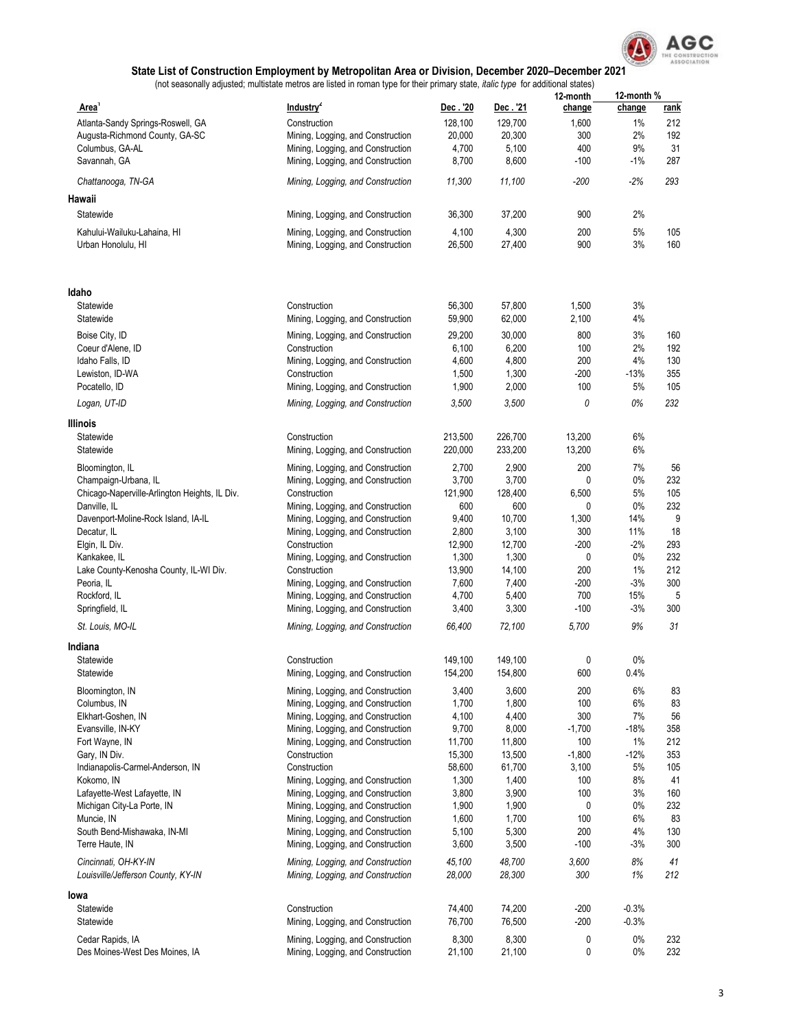## State List of Construction Employment by Metropolitan Area or Division, December 2020–December 2021

(not seasonally adjusted; multistate metros are listed in roman type for their primary state, *italic type* for additional states)

| Area[1] | Industry[2] | Dec . '20 | Dec . '21 | 12-month change | 12-month % change | rank |
|---|---|---|---|---|---|---|
| Atlanta-Sandy Springs-Roswell, GA | Construction | 128,100 | 129,700 | 1,600 | 1% | 212 |
| Augusta-Richmond County, GA-SC | Mining, Logging, and Construction | 20,000 | 20,300 | 300 | 2% | 192 |
| Columbus, GA-AL | Mining, Logging, and Construction | 4,700 | 5,100 | 400 | 9% | 31 |
| Savannah, GA | Mining, Logging, and Construction | 8,700 | 8,600 | -100 | -1% | 287 |
| *Chattanooga, TN-GA* | *Mining, Logging, and Construction* | *11,300* | *11,100* | *-200* | *-2%* | *293* |
| **Hawaii** | | | | | | |
| Statewide | Mining, Logging, and Construction | 36,300 | 37,200 | 900 | 2% | |
| Kahului-Wailuku-Lahaina, HI | Mining, Logging, and Construction | 4,100 | 4,300 | 200 | 5% | 105 |
| Urban Honolulu, HI | Mining, Logging, and Construction | 26,500 | 27,400 | 900 | 3% | 160 |
| **Idaho** | | | | | | |
| Statewide | Construction | 56,300 | 57,800 | 1,500 | 3% | |
| Statewide | Mining, Logging, and Construction | 59,900 | 62,000 | 2,100 | 4% | |
| Boise City, ID | Mining, Logging, and Construction | 29,200 | 30,000 | 800 | 3% | 160 |
| Coeur d'Alene, ID | Construction | 6,100 | 6,200 | 100 | 2% | 192 |
| Idaho Falls, ID | Mining, Logging, and Construction | 4,600 | 4,800 | 200 | 4% | 130 |
| Lewiston, ID-WA | Construction | 1,500 | 1,300 | -200 | -13% | 355 |
| Pocatello, ID | Mining, Logging, and Construction | 1,900 | 2,000 | 100 | 5% | 105 |
| *Logan, UT-ID* | *Mining, Logging, and Construction* | *3,500* | *3,500* | *0* | *0%* | *232* |
| **Illinois** | | | | | | |
| Statewide | Construction | 213,500 | 226,700 | 13,200 | 6% | |
| Statewide | Mining, Logging, and Construction | 220,000 | 233,200 | 13,200 | 6% | |
| Bloomington, IL | Mining, Logging, and Construction | 2,700 | 2,900 | 200 | 7% | 56 |
| Champaign-Urbana, IL | Mining, Logging, and Construction | 3,700 | 3,700 | 0 | 0% | 232 |
| Chicago-Naperville-Arlington Heights, IL Div. | Construction | 121,900 | 128,400 | 6,500 | 5% | 105 |
| Danville, IL | Mining, Logging, and Construction | 600 | 600 | 0 | 0% | 232 |
| Davenport-Moline-Rock Island, IA-IL | Mining, Logging, and Construction | 9,400 | 10,700 | 1,300 | 14% | 9 |
| Decatur, IL | Mining, Logging, and Construction | 2,800 | 3,100 | 300 | 11% | 18 |
| Elgin, IL Div. | Construction | 12,900 | 12,700 | -200 | -2% | 293 |
| Kankakee, IL | Mining, Logging, and Construction | 1,300 | 1,300 | 0 | 0% | 232 |
| Lake County-Kenosha County, IL-WI Div. | Construction | 13,900 | 14,100 | 200 | 1% | 212 |
| Peoria, IL | Mining, Logging, and Construction | 7,600 | 7,400 | -200 | -3% | 300 |
| Rockford, IL | Mining, Logging, and Construction | 4,700 | 5,400 | 700 | 15% | 5 |
| Springfield, IL | Mining, Logging, and Construction | 3,400 | 3,300 | -100 | -3% | 300 |
| *St. Louis, MO-IL* | *Mining, Logging, and Construction* | *66,400* | *72,100* | *5,700* | *9%* | *31* |
| **Indiana** | | | | | | |
| Statewide | Construction | 149,100 | 149,100 | 0 | 0% | |
| Statewide | Mining, Logging, and Construction | 154,200 | 154,800 | 600 | 0.4% | |
| Bloomington, IN | Mining, Logging, and Construction | 3,400 | 3,600 | 200 | 6% | 83 |
| Columbus, IN | Mining, Logging, and Construction | 1,700 | 1,800 | 100 | 6% | 83 |
| Elkhart-Goshen, IN | Mining, Logging, and Construction | 4,100 | 4,400 | 300 | 7% | 56 |
| Evansville, IN-KY | Mining, Logging, and Construction | 9,700 | 8,000 | -1,700 | -18% | 358 |
| Fort Wayne, IN | Mining, Logging, and Construction | 11,700 | 11,800 | 100 | 1% | 212 |
| Gary, IN Div. | Construction | 15,300 | 13,500 | -1,800 | -12% | 353 |
| Indianapolis-Carmel-Anderson, IN | Construction | 58,600 | 61,700 | 3,100 | 5% | 105 |
| Kokomo, IN | Mining, Logging, and Construction | 1,300 | 1,400 | 100 | 8% | 41 |
| Lafayette-West Lafayette, IN | Mining, Logging, and Construction | 3,800 | 3,900 | 100 | 3% | 160 |
| Michigan City-La Porte, IN | Mining, Logging, and Construction | 1,900 | 1,900 | 0 | 0% | 232 |
| Muncie, IN | Mining, Logging, and Construction | 1,600 | 1,700 | 100 | 6% | 83 |
| South Bend-Mishawaka, IN-MI | Mining, Logging, and Construction | 5,100 | 5,300 | 200 | 4% | 130 |
| Terre Haute, IN | Mining, Logging, and Construction | 3,600 | 3,500 | -100 | -3% | 300 |
| *Cincinnati, OH-KY-IN* | *Mining, Logging, and Construction* | *45,100* | *48,700* | *3,600* | *8%* | *41* |
| *Louisville/Jefferson County, KY-IN* | *Mining, Logging, and Construction* | *28,000* | *28,300* | *300* | *1%* | *212* |
| **Iowa** | | | | | | |
| Statewide | Construction | 74,400 | 74,200 | -200 | -0.3% | |
| Statewide | Mining, Logging, and Construction | 76,700 | 76,500 | -200 | -0.3% | |
| Cedar Rapids, IA | Mining, Logging, and Construction | 8,300 | 8,300 | 0 | 0% | 232 |
| Des Moines-West Des Moines, IA | Mining, Logging, and Construction | 21,100 | 21,100 | 0 | 0% | 232 |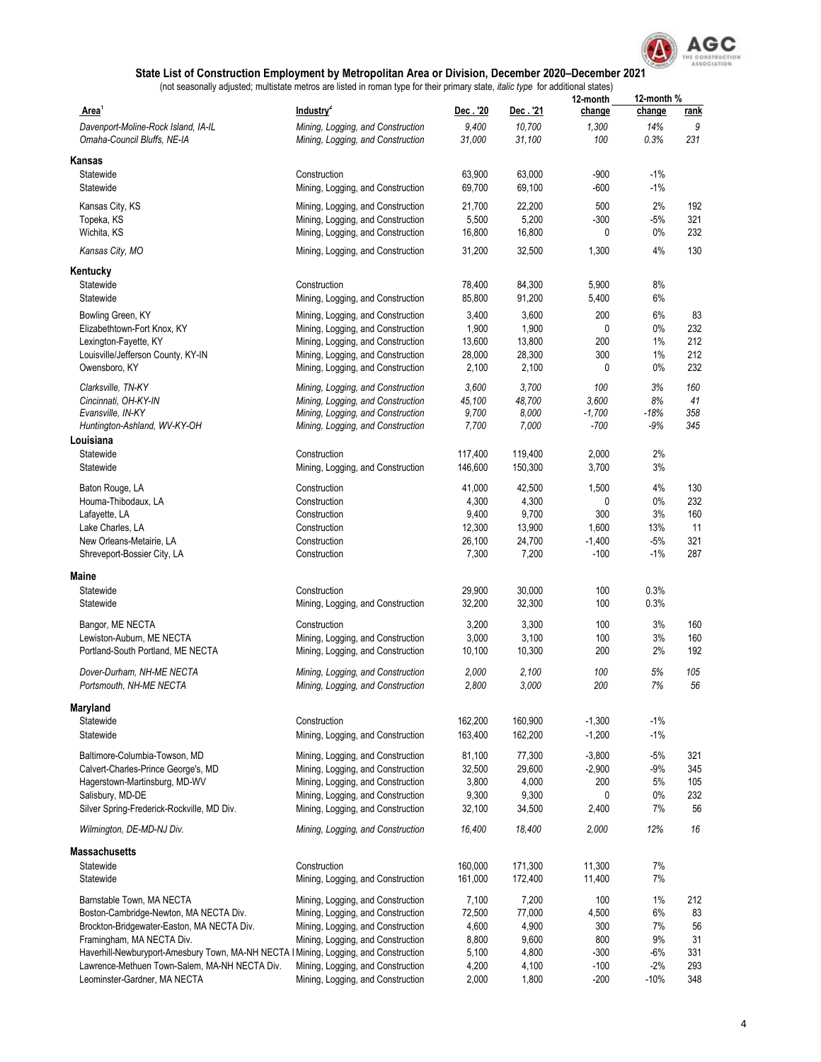## State List of Construction Employment by Metropolitan Area or Division, December 2020–December 2021

(not seasonally adjusted; multistate metros are listed in roman type for their primary state, *italic type* for additional states)

| Area[1] | Industry[2] | Dec . '20 | Dec . '21 | 12-month change | 12-month % change | rank |
|---|---|---|---|---|---|---|
| *Davenport-Moline-Rock Island, IA-IL* | *Mining, Logging, and Construction* | *9,400* | *10,700* | *1,300* | *14%* | *9* |
| *Omaha-Council Bluffs, NE-IA* | *Mining, Logging, and Construction* | *31,000* | *31,100* | *100* | *0.3%* | *231* |
| **Kansas** | | | | | | |
| Statewide | Construction | 63,900 | 63,000 | -900 | -1% | |
| Statewide | Mining, Logging, and Construction | 69,700 | 69,100 | -600 | -1% | |
| Kansas City, KS | Mining, Logging, and Construction | 21,700 | 22,200 | 500 | 2% | 192 |
| Topeka, KS | Mining, Logging, and Construction | 5,500 | 5,200 | -300 | -5% | 321 |
| Wichita, KS | Mining, Logging, and Construction | 16,800 | 16,800 | 0 | 0% | 232 |
| *Kansas City, MO* | *Mining, Logging, and Construction* | 31,200 | 32,500 | 1,300 | 4% | 130 |
| **Kentucky** | | | | | | |
| Statewide | Construction | 78,400 | 84,300 | 5,900 | 8% | |
| Statewide | Mining, Logging, and Construction | 85,800 | 91,200 | 5,400 | 6% | |
| Bowling Green, KY | Mining, Logging, and Construction | 3,400 | 3,600 | 200 | 6% | 83 |
| Elizabethtown-Fort Knox, KY | Mining, Logging, and Construction | 1,900 | 1,900 | 0 | 0% | 232 |
| Lexington-Fayette, KY | Mining, Logging, and Construction | 13,600 | 13,800 | 200 | 1% | 212 |
| Louisville/Jefferson County, KY-IN | Mining, Logging, and Construction | 28,000 | 28,300 | 300 | 1% | 212 |
| Owensboro, KY | Mining, Logging, and Construction | 2,100 | 2,100 | 0 | 0% | 232 |
| *Clarksville, TN-KY* | *Mining, Logging, and Construction* | *3,600* | *3,700* | *100* | *3%* | *160* |
| *Cincinnati, OH-KY-IN* | *Mining, Logging, and Construction* | *45,100* | *48,700* | *3,600* | *8%* | *41* |
| *Evansville, IN-KY* | *Mining, Logging, and Construction* | *9,700* | *8,000* | *-1,700* | *-18%* | *358* |
| *Huntington-Ashland, WV-KY-OH* | *Mining, Logging, and Construction* | *7,700* | *7,000* | *-700* | *-9%* | *345* |
| **Louisiana** | | | | | | |
| Statewide | Construction | 117,400 | 119,400 | 2,000 | 2% | |
| Statewide | Mining, Logging, and Construction | 146,600 | 150,300 | 3,700 | 3% | |
| Baton Rouge, LA | Construction | 41,000 | 42,500 | 1,500 | 4% | 130 |
| Houma-Thibodaux, LA | Construction | 4,300 | 4,300 | 0 | 0% | 232 |
| Lafayette, LA | Construction | 9,400 | 9,700 | 300 | 3% | 160 |
| Lake Charles, LA | Construction | 12,300 | 13,900 | 1,600 | 13% | 11 |
| New Orleans-Metairie, LA | Construction | 26,100 | 24,700 | -1,400 | -5% | 321 |
| Shreveport-Bossier City, LA | Construction | 7,300 | 7,200 | -100 | -1% | 287 |
| **Maine** | | | | | | |
| Statewide | Construction | 29,900 | 30,000 | 100 | 0.3% | |
| Statewide | Mining, Logging, and Construction | 32,200 | 32,300 | 100 | 0.3% | |
| Bangor, ME NECTA | Construction | 3,200 | 3,300 | 100 | 3% | 160 |
| Lewiston-Auburn, ME NECTA | Mining, Logging, and Construction | 3,000 | 3,100 | 100 | 3% | 160 |
| Portland-South Portland, ME NECTA | Mining, Logging, and Construction | 10,100 | 10,300 | 200 | 2% | 192 |
| *Dover-Durham, NH-ME NECTA* | *Mining, Logging, and Construction* | *2,000* | *2,100* | *100* | *5%* | *105* |
| *Portsmouth, NH-ME NECTA* | *Mining, Logging, and Construction* | *2,800* | *3,000* | *200* | *7%* | *56* |
| **Maryland** | | | | | | |
| Statewide | Construction | 162,200 | 160,900 | -1,300 | -1% | |
| Statewide | Mining, Logging, and Construction | 163,400 | 162,200 | -1,200 | -1% | |
| Baltimore-Columbia-Towson, MD | Mining, Logging, and Construction | 81,100 | 77,300 | -3,800 | -5% | 321 |
| Calvert-Charles-Prince George's, MD | Mining, Logging, and Construction | 32,500 | 29,600 | -2,900 | -9% | 345 |
| Hagerstown-Martinsburg, MD-WV | Mining, Logging, and Construction | 3,800 | 4,000 | 200 | 5% | 105 |
| Salisbury, MD-DE | Mining, Logging, and Construction | 9,300 | 9,300 | 0 | 0% | 232 |
| Silver Spring-Frederick-Rockville, MD Div. | Mining, Logging, and Construction | 32,100 | 34,500 | 2,400 | 7% | 56 |
| *Wilmington, DE-MD-NJ Div.* | *Mining, Logging, and Construction* | *16,400* | *18,400* | *2,000* | *12%* | *16* |
| **Massachusetts** | | | | | | |
| Statewide | Construction | 160,000 | 171,300 | 11,300 | 7% | |
| Statewide | Mining, Logging, and Construction | 161,000 | 172,400 | 11,400 | 7% | |
| Barnstable Town, MA NECTA | Mining, Logging, and Construction | 7,100 | 7,200 | 100 | 1% | 212 |
| Boston-Cambridge-Newton, MA NECTA Div. | Mining, Logging, and Construction | 72,500 | 77,000 | 4,500 | 6% | 83 |
| Brockton-Bridgewater-Easton, MA NECTA Div. | Mining, Logging, and Construction | 4,600 | 4,900 | 300 | 7% | 56 |
| Framingham, MA NECTA Div. | Mining, Logging, and Construction | 8,800 | 9,600 | 800 | 9% | 31 |
| Haverhill-Newburyport-Amesbury Town, MA-NH NECTA I | Mining, Logging, and Construction | 5,100 | 4,800 | -300 | -6% | 331 |
| Lawrence-Methuen Town-Salem, MA-NH NECTA Div. | Mining, Logging, and Construction | 4,200 | 4,100 | -100 | -2% | 293 |
| Leominster-Gardner, MA NECTA | Mining, Logging, and Construction | 2,000 | 1,800 | -200 | -10% | 348 |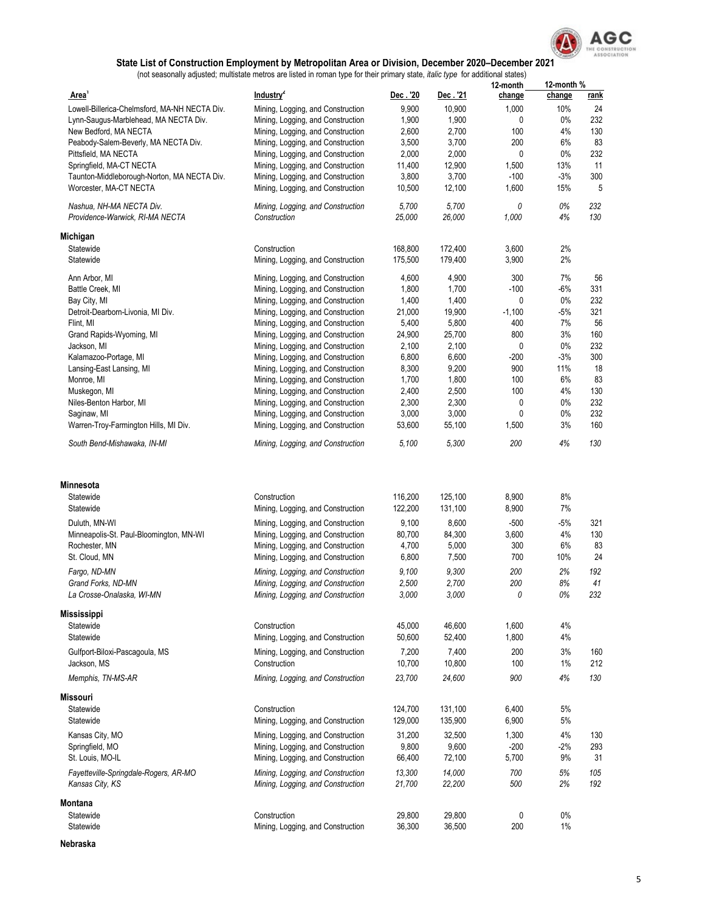## State List of Construction Employment by Metropolitan Area or Division, December 2020–December 2021

(not seasonally adjusted; multistate metros are listed in roman type for their primary state, *italic type* for additional states)

| Area[1] | Industry[4] | Dec . '20 | Dec . '21 | 12-month change | 12-month % change | rank |
|---|---|---|---|---|---|---|
| Lowell-Billerica-Chelmsford, MA-NH NECTA Div. | Mining, Logging, and Construction | 9,900 | 10,900 | 1,000 | 10% | 24 |
| Lynn-Saugus-Marblehead, MA NECTA Div. | Mining, Logging, and Construction | 1,900 | 1,900 | 0 | 0% | 232 |
| New Bedford, MA NECTA | Mining, Logging, and Construction | 2,600 | 2,700 | 100 | 4% | 130 |
| Peabody-Salem-Beverly, MA NECTA Div. | Mining, Logging, and Construction | 3,500 | 3,700 | 200 | 6% | 83 |
| Pittsfield, MA NECTA | Mining, Logging, and Construction | 2,000 | 2,000 | 0 | 0% | 232 |
| Springfield, MA-CT NECTA | Mining, Logging, and Construction | 11,400 | 12,900 | 1,500 | 13% | 11 |
| Taunton-Middleborough-Norton, MA NECTA Div. | Mining, Logging, and Construction | 3,800 | 3,700 | -100 | -3% | 300 |
| Worcester, MA-CT NECTA | Mining, Logging, and Construction | 10,500 | 12,100 | 1,600 | 15% | 5 |
| *Nashua, NH-MA NECTA Div.* | *Mining, Logging, and Construction* | *5,700* | *5,700* | *0* | *0%* | *232* |
| *Providence-Warwick, RI-MA NECTA* | *Construction* | *25,000* | *26,000* | *1,000* | *4%* | *130* |
| **Michigan** | | | | | | |
| Statewide | Construction | 168,800 | 172,400 | 3,600 | 2% | |
| Statewide | Mining, Logging, and Construction | 175,500 | 179,400 | 3,900 | 2% | |
| Ann Arbor, MI | Mining, Logging, and Construction | 4,600 | 4,900 | 300 | 7% | 56 |
| Battle Creek, MI | Mining, Logging, and Construction | 1,800 | 1,700 | -100 | -6% | 331 |
| Bay City, MI | Mining, Logging, and Construction | 1,400 | 1,400 | 0 | 0% | 232 |
| Detroit-Dearborn-Livonia, MI Div. | Mining, Logging, and Construction | 21,000 | 19,900 | -1,100 | -5% | 321 |
| Flint, MI | Mining, Logging, and Construction | 5,400 | 5,800 | 400 | 7% | 56 |
| Grand Rapids-Wyoming, MI | Mining, Logging, and Construction | 24,900 | 25,700 | 800 | 3% | 160 |
| Jackson, MI | Mining, Logging, and Construction | 2,100 | 2,100 | 0 | 0% | 232 |
| Kalamazoo-Portage, MI | Mining, Logging, and Construction | 6,800 | 6,600 | -200 | -3% | 300 |
| Lansing-East Lansing, MI | Mining, Logging, and Construction | 8,300 | 9,200 | 900 | 11% | 18 |
| Monroe, MI | Mining, Logging, and Construction | 1,700 | 1,800 | 100 | 6% | 83 |
| Muskegon, MI | Mining, Logging, and Construction | 2,400 | 2,500 | 100 | 4% | 130 |
| Niles-Benton Harbor, MI | Mining, Logging, and Construction | 2,300 | 2,300 | 0 | 0% | 232 |
| Saginaw, MI | Mining, Logging, and Construction | 3,000 | 3,000 | 0 | 0% | 232 |
| Warren-Troy-Farmington Hills, MI Div. | Mining, Logging, and Construction | 53,600 | 55,100 | 1,500 | 3% | 160 |
| *South Bend-Mishawaka, IN-MI* | *Mining, Logging, and Construction* | *5,100* | *5,300* | *200* | *4%* | *130* |
| **Minnesota** | | | | | | |
| Statewide | Construction | 116,200 | 125,100 | 8,900 | 8% | |
| Statewide | Mining, Logging, and Construction | 122,200 | 131,100 | 8,900 | 7% | |
| Duluth, MN-WI | Mining, Logging, and Construction | 9,100 | 8,600 | -500 | -5% | 321 |
| Minneapolis-St. Paul-Bloomington, MN-WI | Mining, Logging, and Construction | 80,700 | 84,300 | 3,600 | 4% | 130 |
| Rochester, MN | Mining, Logging, and Construction | 4,700 | 5,000 | 300 | 6% | 83 |
| St. Cloud, MN | Mining, Logging, and Construction | 6,800 | 7,500 | 700 | 10% | 24 |
| *Fargo, ND-MN* | *Mining, Logging, and Construction* | *9,100* | *9,300* | *200* | *2%* | *192* |
| *Grand Forks, ND-MN* | *Mining, Logging, and Construction* | *2,500* | *2,700* | *200* | *8%* | *41* |
| *La Crosse-Onalaska, WI-MN* | *Mining, Logging, and Construction* | *3,000* | *3,000* | *0* | *0%* | *232* |
| **Mississippi** | | | | | | |
| Statewide | Construction | 45,000 | 46,600 | 1,600 | 4% | |
| Statewide | Mining, Logging, and Construction | 50,600 | 52,400 | 1,800 | 4% | |
| Gulfport-Biloxi-Pascagoula, MS | Mining, Logging, and Construction | 7,200 | 7,400 | 200 | 3% | 160 |
| Jackson, MS | Construction | 10,700 | 10,800 | 100 | 1% | 212 |
| *Memphis, TN-MS-AR* | *Mining, Logging, and Construction* | *23,700* | *24,600* | *900* | *4%* | *130* |
| **Missouri** | | | | | | |
| Statewide | Construction | 124,700 | 131,100 | 6,400 | 5% | |
| Statewide | Mining, Logging, and Construction | 129,000 | 135,900 | 6,900 | 5% | |
| Kansas City, MO | Mining, Logging, and Construction | 31,200 | 32,500 | 1,300 | 4% | 130 |
| Springfield, MO | Mining, Logging, and Construction | 9,800 | 9,600 | -200 | -2% | 293 |
| St. Louis, MO-IL | Mining, Logging, and Construction | 66,400 | 72,100 | 5,700 | 9% | 31 |
| *Fayetteville-Springdale-Rogers, AR-MO* | *Mining, Logging, and Construction* | *13,300* | *14,000* | *700* | *5%* | *105* |
| *Kansas City, KS* | *Mining, Logging, and Construction* | *21,700* | *22,200* | *500* | *2%* | *192* |
| **Montana** | | | | | | |
| Statewide | Construction | 29,800 | 29,800 | 0 | 0% | |
| Statewide | Mining, Logging, and Construction | 36,300 | 36,500 | 200 | 1% | |
| **Nebraska** | | | | | | |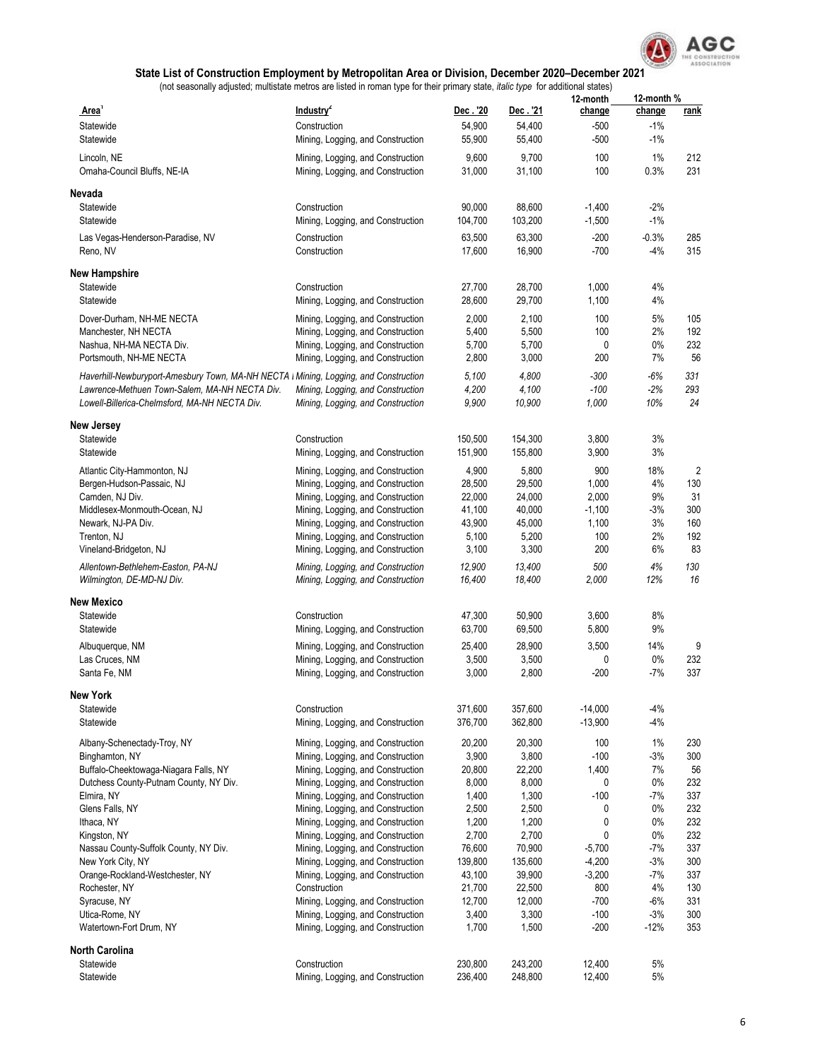## State List of Construction Employment by Metropolitan Area or Division, December 2020–December 2021

(not seasonally adjusted; multistate metros are listed in roman type for their primary state, *italic type* for additional states)

| Area[1] | Industry[2] | Dec . '20 | Dec . '21 | 12-month change | 12-month % change | rank |
|---|---|---|---|---|---|---|
| Statewide | Construction | 54,900 | 54,400 | -500 | -1% | |
| Statewide | Mining, Logging, and Construction | 55,900 | 55,400 | -500 | -1% | |
| Lincoln, NE | Mining, Logging, and Construction | 9,600 | 9,700 | 100 | 1% | 212 |
| Omaha-Council Bluffs, NE-IA | Mining, Logging, and Construction | 31,000 | 31,100 | 100 | 0.3% | 231 |
| **Nevada** | | | | | | |
| Statewide | Construction | 90,000 | 88,600 | -1,400 | -2% | |
| Statewide | Mining, Logging, and Construction | 104,700 | 103,200 | -1,500 | -1% | |
| Las Vegas-Henderson-Paradise, NV | Construction | 63,500 | 63,300 | -200 | -0.3% | 285 |
| Reno, NV | Construction | 17,600 | 16,900 | -700 | -4% | 315 |
| **New Hampshire** | | | | | | |
| Statewide | Construction | 27,700 | 28,700 | 1,000 | 4% | |
| Statewide | Mining, Logging, and Construction | 28,600 | 29,700 | 1,100 | 4% | |
| Dover-Durham, NH-ME NECTA | Mining, Logging, and Construction | 2,000 | 2,100 | 100 | 5% | 105 |
| Manchester, NH NECTA | Mining, Logging, and Construction | 5,400 | 5,500 | 100 | 2% | 192 |
| Nashua, NH-MA NECTA Div. | Mining, Logging, and Construction | 5,700 | 5,700 | 0 | 0% | 232 |
| Portsmouth, NH-ME NECTA | Mining, Logging, and Construction | 2,800 | 3,000 | 200 | 7% | 56 |
| *Haverhill-Newburyport-Amesbury Town, MA-NH NECTA Div.* | *Mining, Logging, and Construction* | *5,100* | *4,800* | *-300* | *-6%* | *331* |
| *Lawrence-Methuen Town-Salem, MA-NH NECTA Div.* | *Mining, Logging, and Construction* | *4,200* | *4,100* | *-100* | *-2%* | *293* |
| *Lowell-Billerica-Chelmsford, MA-NH NECTA Div.* | *Mining, Logging, and Construction* | *9,900* | *10,900* | *1,000* | *10%* | *24* |
| **New Jersey** | | | | | | |
| Statewide | Construction | 150,500 | 154,300 | 3,800 | 3% | |
| Statewide | Mining, Logging, and Construction | 151,900 | 155,800 | 3,900 | 3% | |
| Atlantic City-Hammonton, NJ | Mining, Logging, and Construction | 4,900 | 5,800 | 900 | 18% | 2 |
| Bergen-Hudson-Passaic, NJ | Mining, Logging, and Construction | 28,500 | 29,500 | 1,000 | 4% | 130 |
| Camden, NJ Div. | Mining, Logging, and Construction | 22,000 | 24,000 | 2,000 | 9% | 31 |
| Middlesex-Monmouth-Ocean, NJ | Mining, Logging, and Construction | 41,100 | 40,000 | -1,100 | -3% | 300 |
| Newark, NJ-PA Div. | Mining, Logging, and Construction | 43,900 | 45,000 | 1,100 | 3% | 160 |
| Trenton, NJ | Mining, Logging, and Construction | 5,100 | 5,200 | 100 | 2% | 192 |
| Vineland-Bridgeton, NJ | Mining, Logging, and Construction | 3,100 | 3,300 | 200 | 6% | 83 |
| *Allentown-Bethlehem-Easton, PA-NJ* | *Mining, Logging, and Construction* | *12,900* | *13,400* | *500* | *4%* | *130* |
| *Wilmington, DE-MD-NJ Div.* | *Mining, Logging, and Construction* | *16,400* | *18,400* | *2,000* | *12%* | *16* |
| **New Mexico** | | | | | | |
| Statewide | Construction | 47,300 | 50,900 | 3,600 | 8% | |
| Statewide | Mining, Logging, and Construction | 63,700 | 69,500 | 5,800 | 9% | |
| Albuquerque, NM | Mining, Logging, and Construction | 25,400 | 28,900 | 3,500 | 14% | 9 |
| Las Cruces, NM | Mining, Logging, and Construction | 3,500 | 3,500 | 0 | 0% | 232 |
| Santa Fe, NM | Mining, Logging, and Construction | 3,000 | 2,800 | -200 | -7% | 337 |
| **New York** | | | | | | |
| Statewide | Construction | 371,600 | 357,600 | -14,000 | -4% | |
| Statewide | Mining, Logging, and Construction | 376,700 | 362,800 | -13,900 | -4% | |
| Albany-Schenectady-Troy, NY | Mining, Logging, and Construction | 20,200 | 20,300 | 100 | 1% | 230 |
| Binghamton, NY | Mining, Logging, and Construction | 3,900 | 3,800 | -100 | -3% | 300 |
| Buffalo-Cheektowaga-Niagara Falls, NY | Mining, Logging, and Construction | 20,800 | 22,200 | 1,400 | 7% | 56 |
| Dutchess County-Putnam County, NY Div. | Mining, Logging, and Construction | 8,000 | 8,000 | 0 | 0% | 232 |
| Elmira, NY | Mining, Logging, and Construction | 1,400 | 1,300 | -100 | -7% | 337 |
| Glens Falls, NY | Mining, Logging, and Construction | 2,500 | 2,500 | 0 | 0% | 232 |
| Ithaca, NY | Mining, Logging, and Construction | 1,200 | 1,200 | 0 | 0% | 232 |
| Kingston, NY | Mining, Logging, and Construction | 2,700 | 2,700 | 0 | 0% | 232 |
| Nassau County-Suffolk County, NY Div. | Mining, Logging, and Construction | 76,600 | 70,900 | -5,700 | -7% | 337 |
| New York City, NY | Mining, Logging, and Construction | 139,800 | 135,600 | -4,200 | -3% | 300 |
| Orange-Rockland-Westchester, NY | Mining, Logging, and Construction | 43,100 | 39,900 | -3,200 | -7% | 337 |
| Rochester, NY | Construction | 21,700 | 22,500 | 800 | 4% | 130 |
| Syracuse, NY | Mining, Logging, and Construction | 12,700 | 12,000 | -700 | -6% | 331 |
| Utica-Rome, NY | Mining, Logging, and Construction | 3,400 | 3,300 | -100 | -3% | 300 |
| Watertown-Fort Drum, NY | Mining, Logging, and Construction | 1,700 | 1,500 | -200 | -12% | 353 |
| **North Carolina** | | | | | | |
| Statewide | Construction | 230,800 | 243,200 | 12,400 | 5% | |
| Statewide | Mining, Logging, and Construction | 236,400 | 248,800 | 12,400 | 5% | |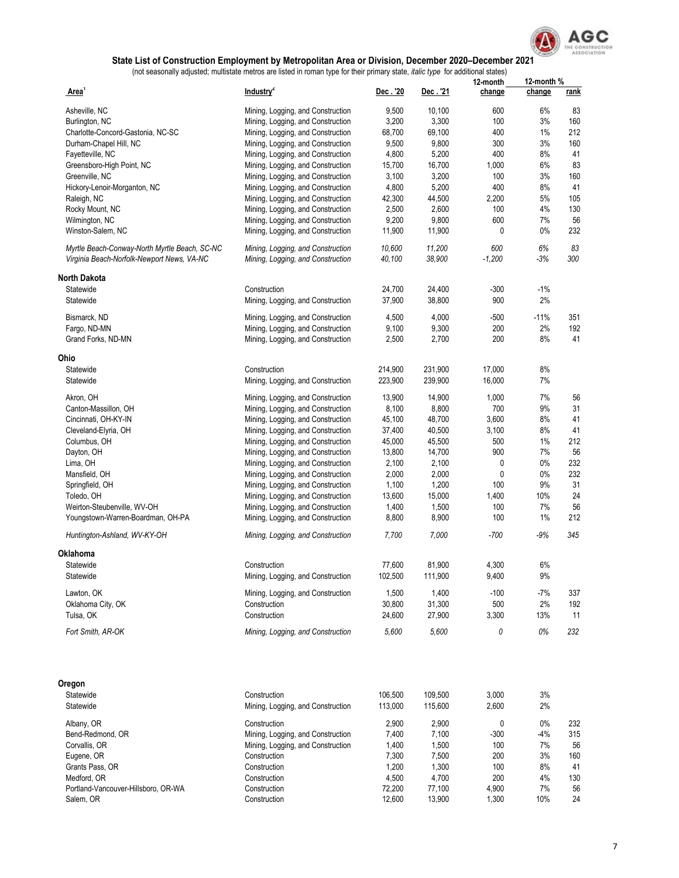## State List of Construction Employment by Metropolitan Area or Division, December 2020–December 2021

(not seasonally adjusted; multistate metros are listed in roman type for their primary state, *italic type* for additional states)

| Area[1] | Industry[4] | Dec . '20 | Dec . '21 | 12-month change | 12-month % change | rank |
|---|---|---|---|---|---|---|
| Asheville, NC | Mining, Logging, and Construction | 9,500 | 10,100 | 600 | 6% | 83 |
| Burlington, NC | Mining, Logging, and Construction | 3,200 | 3,300 | 100 | 3% | 160 |
| Charlotte-Concord-Gastonia, NC-SC | Mining, Logging, and Construction | 68,700 | 69,100 | 400 | 1% | 212 |
| Durham-Chapel Hill, NC | Mining, Logging, and Construction | 9,500 | 9,800 | 300 | 3% | 160 |
| Fayetteville, NC | Mining, Logging, and Construction | 4,800 | 5,200 | 400 | 8% | 41 |
| Greensboro-High Point, NC | Mining, Logging, and Construction | 15,700 | 16,700 | 1,000 | 6% | 83 |
| Greenville, NC | Mining, Logging, and Construction | 3,100 | 3,200 | 100 | 3% | 160 |
| Hickory-Lenoir-Morganton, NC | Mining, Logging, and Construction | 4,800 | 5,200 | 400 | 8% | 41 |
| Raleigh, NC | Mining, Logging, and Construction | 42,300 | 44,500 | 2,200 | 5% | 105 |
| Rocky Mount, NC | Mining, Logging, and Construction | 2,500 | 2,600 | 100 | 4% | 130 |
| Wilmington, NC | Mining, Logging, and Construction | 9,200 | 9,800 | 600 | 7% | 56 |
| Winston-Salem, NC | Mining, Logging, and Construction | 11,900 | 11,900 | 0 | 0% | 232 |
| *Myrtle Beach-Conway-North Myrtle Beach, SC-NC* | *Mining, Logging, and Construction* | *10,600* | *11,200* | *600* | *6%* | *83* |
| *Virginia Beach-Norfolk-Newport News, VA-NC* | *Mining, Logging, and Construction* | *40,100* | *38,900* | *-1,200* | *-3%* | *300* |
| **North Dakota** | | | | | | |
| Statewide | Construction | 24,700 | 24,400 | -300 | -1% | |
| Statewide | Mining, Logging, and Construction | 37,900 | 38,800 | 900 | 2% | |
| Bismarck, ND | Mining, Logging, and Construction | 4,500 | 4,000 | -500 | -11% | 351 |
| Fargo, ND-MN | Mining, Logging, and Construction | 9,100 | 9,300 | 200 | 2% | 192 |
| Grand Forks, ND-MN | Mining, Logging, and Construction | 2,500 | 2,700 | 200 | 8% | 41 |
| **Ohio** | | | | | | |
| Statewide | Construction | 214,900 | 231,900 | 17,000 | 8% | |
| Statewide | Mining, Logging, and Construction | 223,900 | 239,900 | 16,000 | 7% | |
| Akron, OH | Mining, Logging, and Construction | 13,900 | 14,900 | 1,000 | 7% | 56 |
| Canton-Massillon, OH | Mining, Logging, and Construction | 8,100 | 8,800 | 700 | 9% | 31 |
| Cincinnati, OH-KY-IN | Mining, Logging, and Construction | 45,100 | 48,700 | 3,600 | 8% | 41 |
| Cleveland-Elyria, OH | Mining, Logging, and Construction | 37,400 | 40,500 | 3,100 | 8% | 41 |
| Columbus, OH | Mining, Logging, and Construction | 45,000 | 45,500 | 500 | 1% | 212 |
| Dayton, OH | Mining, Logging, and Construction | 13,800 | 14,700 | 900 | 7% | 56 |
| Lima, OH | Mining, Logging, and Construction | 2,100 | 2,100 | 0 | 0% | 232 |
| Mansfield, OH | Mining, Logging, and Construction | 2,000 | 2,000 | 0 | 0% | 232 |
| Springfield, OH | Mining, Logging, and Construction | 1,100 | 1,200 | 100 | 9% | 31 |
| Toledo, OH | Mining, Logging, and Construction | 13,600 | 15,000 | 1,400 | 10% | 24 |
| Weirton-Steubenville, WV-OH | Mining, Logging, and Construction | 1,400 | 1,500 | 100 | 7% | 56 |
| Youngstown-Warren-Boardman, OH-PA | Mining, Logging, and Construction | 8,800 | 8,900 | 100 | 1% | 212 |
| *Huntington-Ashland, WV-KY-OH* | *Mining, Logging, and Construction* | *7,700* | *7,000* | *-700* | *-9%* | *345* |
| **Oklahoma** | | | | | | |
| Statewide | Construction | 77,600 | 81,900 | 4,300 | 6% | |
| Statewide | Mining, Logging, and Construction | 102,500 | 111,900 | 9,400 | 9% | |
| Lawton, OK | Mining, Logging, and Construction | 1,500 | 1,400 | -100 | -7% | 337 |
| Oklahoma City, OK | Construction | 30,800 | 31,300 | 500 | 2% | 192 |
| Tulsa, OK | Construction | 24,600 | 27,900 | 3,300 | 13% | 11 |
| *Fort Smith, AR-OK* | *Mining, Logging, and Construction* | *5,600* | *5,600* | *0* | *0%* | *232* |
| **Oregon** | | | | | | |
| Statewide | Construction | 106,500 | 109,500 | 3,000 | 3% | |
| Statewide | Mining, Logging, and Construction | 113,000 | 115,600 | 2,600 | 2% | |
| Albany, OR | Construction | 2,900 | 2,900 | 0 | 0% | 232 |
| Bend-Redmond, OR | Mining, Logging, and Construction | 7,400 | 7,100 | -300 | -4% | 315 |
| Corvallis, OR | Mining, Logging, and Construction | 1,400 | 1,500 | 100 | 7% | 56 |
| Eugene, OR | Construction | 7,300 | 7,500 | 200 | 3% | 160 |
| Grants Pass, OR | Construction | 1,200 | 1,300 | 100 | 8% | 41 |
| Medford, OR | Construction | 4,500 | 4,700 | 200 | 4% | 130 |
| Portland-Vancouver-Hillsboro, OR-WA | Construction | 72,200 | 77,100 | 4,900 | 7% | 56 |
| Salem, OR | Construction | 12,600 | 13,900 | 1,300 | 10% | 24 |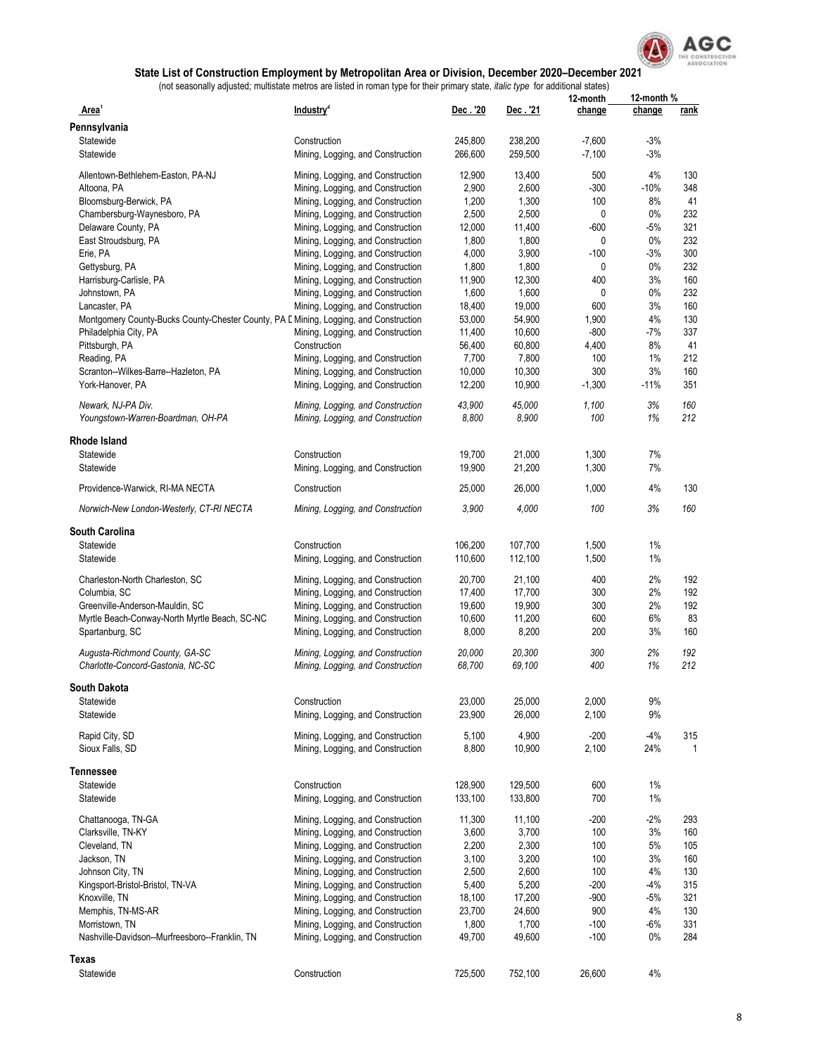## State List of Construction Employment by Metropolitan Area or Division, December 2020–December 2021

(not seasonally adjusted; multistate metros are listed in roman type for their primary state, *italic type* for additional states)

| Area[1] | Industry[2] | Dec . '20 | Dec . '21 | 12-month change | 12-month % change | rank |
|---|---|---|---|---|---|---|
| **Pennsylvania** | | | | | | |
| Statewide | Construction | 245,800 | 238,200 | -7,600 | -3% | |
| Statewide | Mining, Logging, and Construction | 266,600 | 259,500 | -7,100 | -3% | |
| Allentown-Bethlehem-Easton, PA-NJ | Mining, Logging, and Construction | 12,900 | 13,400 | 500 | 4% | 130 |
| Altoona, PA | Mining, Logging, and Construction | 2,900 | 2,600 | -300 | -10% | 348 |
| Bloomsburg-Berwick, PA | Mining, Logging, and Construction | 1,200 | 1,300 | 100 | 8% | 41 |
| Chambersburg-Waynesboro, PA | Mining, Logging, and Construction | 2,500 | 2,500 | 0 | 0% | 232 |
| Delaware County, PA | Mining, Logging, and Construction | 12,000 | 11,400 | -600 | -5% | 321 |
| East Stroudsburg, PA | Mining, Logging, and Construction | 1,800 | 1,800 | 0 | 0% | 232 |
| Erie, PA | Mining, Logging, and Construction | 4,000 | 3,900 | -100 | -3% | 300 |
| Gettysburg, PA | Mining, Logging, and Construction | 1,800 | 1,800 | 0 | 0% | 232 |
| Harrisburg-Carlisle, PA | Mining, Logging, and Construction | 11,900 | 12,300 | 400 | 3% | 160 |
| Johnstown, PA | Mining, Logging, and Construction | 1,600 | 1,600 | 0 | 0% | 232 |
| Lancaster, PA | Mining, Logging, and Construction | 18,400 | 19,000 | 600 | 3% | 160 |
| Montgomery County-Bucks County-Chester County, PA D | Mining, Logging, and Construction | 53,000 | 54,900 | 1,900 | 4% | 130 |
| Philadelphia City, PA | Mining, Logging, and Construction | 11,400 | 10,600 | -800 | -7% | 337 |
| Pittsburgh, PA | Construction | 56,400 | 60,800 | 4,400 | 8% | 41 |
| Reading, PA | Mining, Logging, and Construction | 7,700 | 7,800 | 100 | 1% | 212 |
| Scranton--Wilkes-Barre--Hazleton, PA | Mining, Logging, and Construction | 10,000 | 10,300 | 300 | 3% | 160 |
| York-Hanover, PA | Mining, Logging, and Construction | 12,200 | 10,900 | -1,300 | -11% | 351 |
| *Newark, NJ-PA Div.* | *Mining, Logging, and Construction* | *43,900* | *45,000* | *1,100* | *3%* | *160* |
| *Youngstown-Warren-Boardman, OH-PA* | *Mining, Logging, and Construction* | *8,800* | *8,900* | *100* | *1%* | *212* |
| **Rhode Island** | | | | | | |
| Statewide | Construction | 19,700 | 21,000 | 1,300 | 7% | |
| Statewide | Mining, Logging, and Construction | 19,900 | 21,200 | 1,300 | 7% | |
| Providence-Warwick, RI-MA NECTA | Construction | 25,000 | 26,000 | 1,000 | 4% | 130 |
| *Norwich-New London-Westerly, CT-RI NECTA* | *Mining, Logging, and Construction* | *3,900* | *4,000* | *100* | *3%* | *160* |
| **South Carolina** | | | | | | |
| Statewide | Construction | 106,200 | 107,700 | 1,500 | 1% | |
| Statewide | Mining, Logging, and Construction | 110,600 | 112,100 | 1,500 | 1% | |
| Charleston-North Charleston, SC | Mining, Logging, and Construction | 20,700 | 21,100 | 400 | 2% | 192 |
| Columbia, SC | Mining, Logging, and Construction | 17,400 | 17,700 | 300 | 2% | 192 |
| Greenville-Anderson-Mauldin, SC | Mining, Logging, and Construction | 19,600 | 19,900 | 300 | 2% | 192 |
| Myrtle Beach-Conway-North Myrtle Beach, SC-NC | Mining, Logging, and Construction | 10,600 | 11,200 | 600 | 6% | 83 |
| Spartanburg, SC | Mining, Logging, and Construction | 8,000 | 8,200 | 200 | 3% | 160 |
| *Augusta-Richmond County, GA-SC* | *Mining, Logging, and Construction* | *20,000* | *20,300* | *300* | *2%* | *192* |
| *Charlotte-Concord-Gastonia, NC-SC* | *Mining, Logging, and Construction* | *68,700* | *69,100* | *400* | *1%* | *212* |
| **South Dakota** | | | | | | |
| Statewide | Construction | 23,000 | 25,000 | 2,000 | 9% | |
| Statewide | Mining, Logging, and Construction | 23,900 | 26,000 | 2,100 | 9% | |
| Rapid City, SD | Mining, Logging, and Construction | 5,100 | 4,900 | -200 | -4% | 315 |
| Sioux Falls, SD | Mining, Logging, and Construction | 8,800 | 10,900 | 2,100 | 24% | 1 |
| **Tennessee** | | | | | | |
| Statewide | Construction | 128,900 | 129,500 | 600 | 1% | |
| Statewide | Mining, Logging, and Construction | 133,100 | 133,800 | 700 | 1% | |
| Chattanooga, TN-GA | Mining, Logging, and Construction | 11,300 | 11,100 | -200 | -2% | 293 |
| Clarksville, TN-KY | Mining, Logging, and Construction | 3,600 | 3,700 | 100 | 3% | 160 |
| Cleveland, TN | Mining, Logging, and Construction | 2,200 | 2,300 | 100 | 5% | 105 |
| Jackson, TN | Mining, Logging, and Construction | 3,100 | 3,200 | 100 | 3% | 160 |
| Johnson City, TN | Mining, Logging, and Construction | 2,500 | 2,600 | 100 | 4% | 130 |
| Kingsport-Bristol-Bristol, TN-VA | Mining, Logging, and Construction | 5,400 | 5,200 | -200 | -4% | 315 |
| Knoxville, TN | Mining, Logging, and Construction | 18,100 | 17,200 | -900 | -5% | 321 |
| Memphis, TN-MS-AR | Mining, Logging, and Construction | 23,700 | 24,600 | 900 | 4% | 130 |
| Morristown, TN | Mining, Logging, and Construction | 1,800 | 1,700 | -100 | -6% | 331 |
| Nashville-Davidson--Murfreesboro--Franklin, TN | Mining, Logging, and Construction | 49,700 | 49,600 | -100 | 0% | 284 |
| **Texas** | | | | | | |
| Statewide | Construction | 725,500 | 752,100 | 26,600 | 4% | |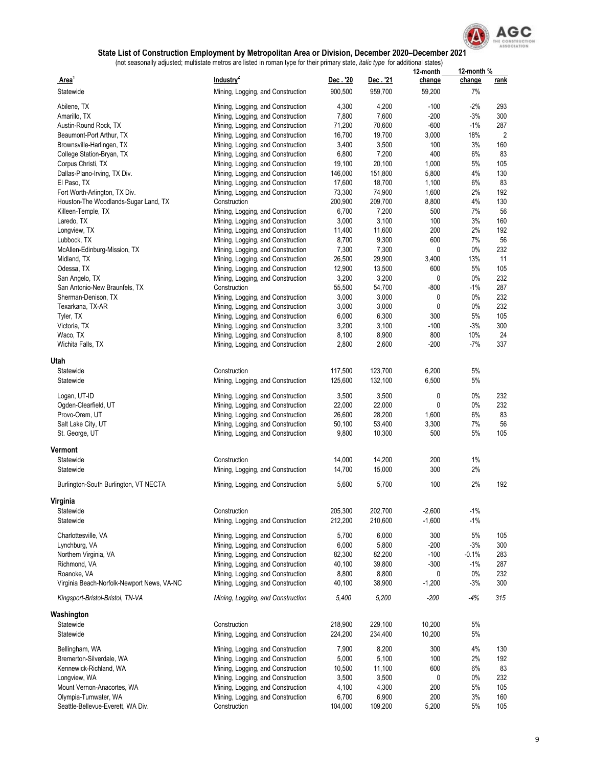## State List of Construction Employment by Metropolitan Area or Division, December 2020–December 2021

(not seasonally adjusted; multistate metros are listed in roman type for their primary state, *italic type* for additional states)

| Area[1] | Industry[4] | Dec . '20 | Dec . '21 | 12-month change | 12-month % change | rank |
|---|---|---|---|---|---|---|
| Statewide | Mining, Logging, and Construction | 900,500 | 959,700 | 59,200 | 7% | |
| Abilene, TX | Mining, Logging, and Construction | 4,300 | 4,200 | -100 | -2% | 293 |
| Amarillo, TX | Mining, Logging, and Construction | 7,800 | 7,600 | -200 | -3% | 300 |
| Austin-Round Rock, TX | Mining, Logging, and Construction | 71,200 | 70,600 | -600 | -1% | 287 |
| Beaumont-Port Arthur, TX | Mining, Logging, and Construction | 16,700 | 19,700 | 3,000 | 18% | 2 |
| Brownsville-Harlingen, TX | Mining, Logging, and Construction | 3,400 | 3,500 | 100 | 3% | 160 |
| College Station-Bryan, TX | Mining, Logging, and Construction | 6,800 | 7,200 | 400 | 6% | 83 |
| Corpus Christi, TX | Mining, Logging, and Construction | 19,100 | 20,100 | 1,000 | 5% | 105 |
| Dallas-Plano-Irving, TX Div. | Mining, Logging, and Construction | 146,000 | 151,800 | 5,800 | 4% | 130 |
| El Paso, TX | Mining, Logging, and Construction | 17,600 | 18,700 | 1,100 | 6% | 83 |
| Fort Worth-Arlington, TX Div. | Mining, Logging, and Construction | 73,300 | 74,900 | 1,600 | 2% | 192 |
| Houston-The Woodlands-Sugar Land, TX | Construction | 200,900 | 209,700 | 8,800 | 4% | 130 |
| Killeen-Temple, TX | Mining, Logging, and Construction | 6,700 | 7,200 | 500 | 7% | 56 |
| Laredo, TX | Mining, Logging, and Construction | 3,000 | 3,100 | 100 | 3% | 160 |
| Longview, TX | Mining, Logging, and Construction | 11,400 | 11,600 | 200 | 2% | 192 |
| Lubbock, TX | Mining, Logging, and Construction | 8,700 | 9,300 | 600 | 7% | 56 |
| McAllen-Edinburg-Mission, TX | Mining, Logging, and Construction | 7,300 | 7,300 | 0 | 0% | 232 |
| Midland, TX | Mining, Logging, and Construction | 26,500 | 29,900 | 3,400 | 13% | 11 |
| Odessa, TX | Mining, Logging, and Construction | 12,900 | 13,500 | 600 | 5% | 105 |
| San Angelo, TX | Mining, Logging, and Construction | 3,200 | 3,200 | 0 | 0% | 232 |
| San Antonio-New Braunfels, TX | Construction | 55,500 | 54,700 | -800 | -1% | 287 |
| Sherman-Denison, TX | Mining, Logging, and Construction | 3,000 | 3,000 | 0 | 0% | 232 |
| Texarkana, TX-AR | Mining, Logging, and Construction | 3,000 | 3,000 | 0 | 0% | 232 |
| Tyler, TX | Mining, Logging, and Construction | 6,000 | 6,300 | 300 | 5% | 105 |
| Victoria, TX | Mining, Logging, and Construction | 3,200 | 3,100 | -100 | -3% | 300 |
| Waco, TX | Mining, Logging, and Construction | 8,100 | 8,900 | 800 | 10% | 24 |
| Wichita Falls, TX | Mining, Logging, and Construction | 2,800 | 2,600 | -200 | -7% | 337 |
| **Utah** | | | | | | |
| Statewide | Construction | 117,500 | 123,700 | 6,200 | 5% | |
| Statewide | Mining, Logging, and Construction | 125,600 | 132,100 | 6,500 | 5% | |
| Logan, UT-ID | Mining, Logging, and Construction | 3,500 | 3,500 | 0 | 0% | 232 |
| Ogden-Clearfield, UT | Mining, Logging, and Construction | 22,000 | 22,000 | 0 | 0% | 232 |
| Provo-Orem, UT | Mining, Logging, and Construction | 26,600 | 28,200 | 1,600 | 6% | 83 |
| Salt Lake City, UT | Mining, Logging, and Construction | 50,100 | 53,400 | 3,300 | 7% | 56 |
| St. George, UT | Mining, Logging, and Construction | 9,800 | 10,300 | 500 | 5% | 105 |
| **Vermont** | | | | | | |
| Statewide | Construction | 14,000 | 14,200 | 200 | 1% | |
| Statewide | Mining, Logging, and Construction | 14,700 | 15,000 | 300 | 2% | |
| Burlington-South Burlington, VT NECTA | Mining, Logging, and Construction | 5,600 | 5,700 | 100 | 2% | 192 |
| **Virginia** | | | | | | |
| Statewide | Construction | 205,300 | 202,700 | -2,600 | -1% | |
| Statewide | Mining, Logging, and Construction | 212,200 | 210,600 | -1,600 | -1% | |
| Charlottesville, VA | Mining, Logging, and Construction | 5,700 | 6,000 | 300 | 5% | 105 |
| Lynchburg, VA | Mining, Logging, and Construction | 6,000 | 5,800 | -200 | -3% | 300 |
| Northern Virginia, VA | Mining, Logging, and Construction | 82,300 | 82,200 | -100 | -0.1% | 283 |
| Richmond, VA | Mining, Logging, and Construction | 40,100 | 39,800 | -300 | -1% | 287 |
| Roanoke, VA | Mining, Logging, and Construction | 8,800 | 8,800 | 0 | 0% | 232 |
| Virginia Beach-Norfolk-Newport News, VA-NC | Mining, Logging, and Construction | 40,100 | 38,900 | -1,200 | -3% | 300 |
| *Kingsport-Bristol-Bristol, TN-VA* | *Mining, Logging, and Construction* | *5,400* | *5,200* | *-200* | *-4%* | *315* |
| **Washington** | | | | | | |
| Statewide | Construction | 218,900 | 229,100 | 10,200 | 5% | |
| Statewide | Mining, Logging, and Construction | 224,200 | 234,400 | 10,200 | 5% | |
| Bellingham, WA | Mining, Logging, and Construction | 7,900 | 8,200 | 300 | 4% | 130 |
| Bremerton-Silverdale, WA | Mining, Logging, and Construction | 5,000 | 5,100 | 100 | 2% | 192 |
| Kennewick-Richland, WA | Mining, Logging, and Construction | 10,500 | 11,100 | 600 | 6% | 83 |
| Longview, WA | Mining, Logging, and Construction | 3,500 | 3,500 | 0 | 0% | 232 |
| Mount Vernon-Anacortes, WA | Mining, Logging, and Construction | 4,100 | 4,300 | 200 | 5% | 105 |
| Olympia-Tumwater, WA | Mining, Logging, and Construction | 6,700 | 6,900 | 200 | 3% | 160 |
| Seattle-Bellevue-Everett, WA Div. | Construction | 104,000 | 109,200 | 5,200 | 5% | 105 |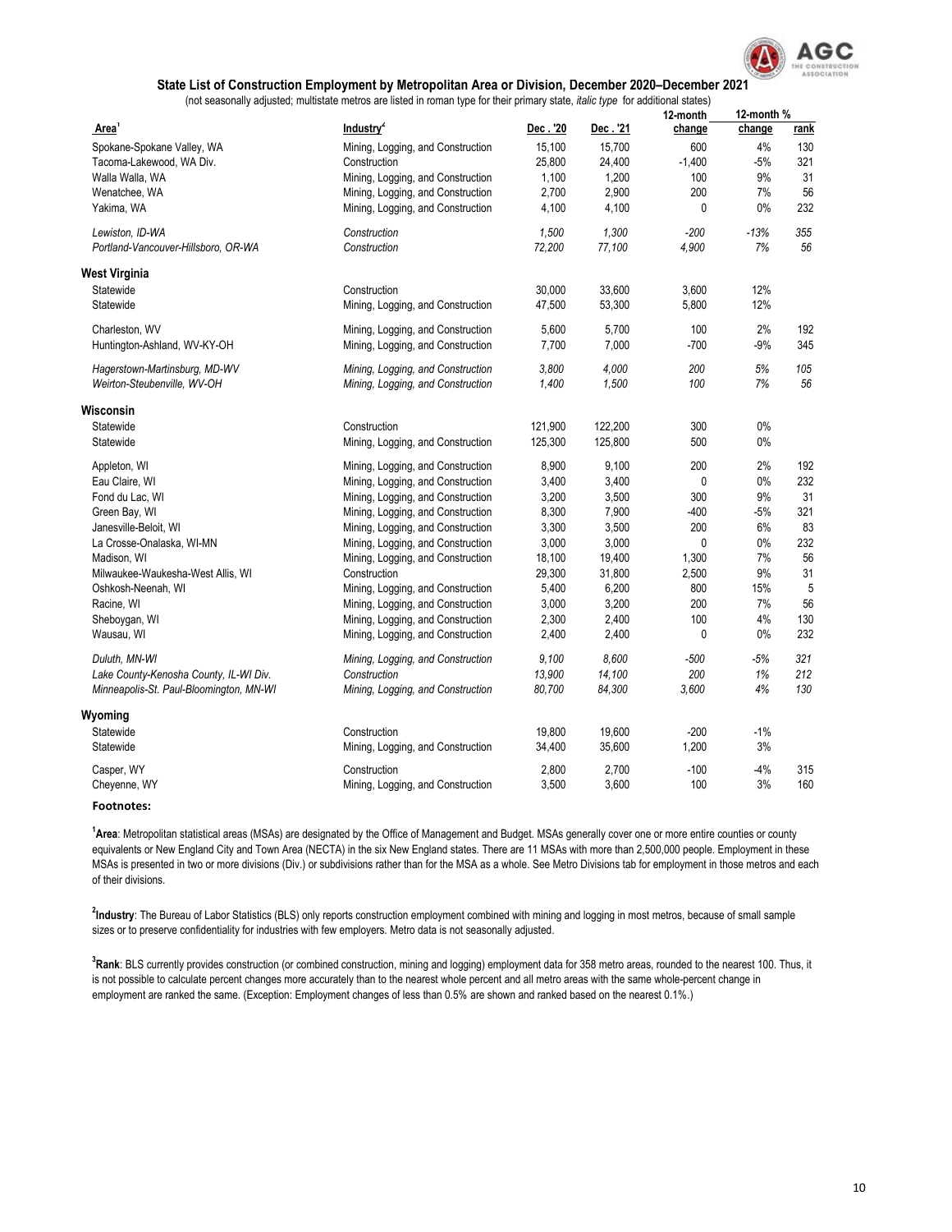### State List of Construction Employment by Metropolitan Area or Division, December 2020–December 2021

(not seasonally adjusted; multistate metros are listed in roman type for their primary state, *italic type* for additional states)

| Area[1] | Industry[2] | Dec . '20 | Dec . '21 | 12-month change | 12-month % change | rank |
|---|---|---|---|---|---|---|
| Spokane-Spokane Valley, WA | Mining, Logging, and Construction | 15,100 | 15,700 | 600 | 4% | 130 |
| Tacoma-Lakewood, WA Div. | Construction | 25,800 | 24,400 | -1,400 | -5% | 321 |
| Walla Walla, WA | Mining, Logging, and Construction | 1,100 | 1,200 | 100 | 9% | 31 |
| Wenatchee, WA | Mining, Logging, and Construction | 2,700 | 2,900 | 200 | 7% | 56 |
| Yakima, WA | Mining, Logging, and Construction | 4,100 | 4,100 | 0 | 0% | 232 |
| *Lewiston, ID-WA* | *Construction* | *1,500* | *1,300* | *-200* | *-13%* | *355* |
| *Portland-Vancouver-Hillsboro, OR-WA* | *Construction* | *72,200* | *77,100* | *4,900* | *7%* | *56* |
| **West Virginia** | | | | | | |
| Statewide | Construction | 30,000 | 33,600 | 3,600 | 12% | |
| Statewide | Mining, Logging, and Construction | 47,500 | 53,300 | 5,800 | 12% | |
| Charleston, WV | Mining, Logging, and Construction | 5,600 | 5,700 | 100 | 2% | 192 |
| Huntington-Ashland, WV-KY-OH | Mining, Logging, and Construction | 7,700 | 7,000 | -700 | -9% | 345 |
| *Hagerstown-Martinsburg, MD-WV* | *Mining, Logging, and Construction* | *3,800* | *4,000* | *200* | *5%* | *105* |
| *Weirton-Steubenville, WV-OH* | *Mining, Logging, and Construction* | *1,400* | *1,500* | *100* | *7%* | *56* |
| **Wisconsin** | | | | | | |
| Statewide | Construction | 121,900 | 122,200 | 300 | 0% | |
| Statewide | Mining, Logging, and Construction | 125,300 | 125,800 | 500 | 0% | |
| Appleton, WI | Mining, Logging, and Construction | 8,900 | 9,100 | 200 | 2% | 192 |
| Eau Claire, WI | Mining, Logging, and Construction | 3,400 | 3,400 | 0 | 0% | 232 |
| Fond du Lac, WI | Mining, Logging, and Construction | 3,200 | 3,500 | 300 | 9% | 31 |
| Green Bay, WI | Mining, Logging, and Construction | 8,300 | 7,900 | -400 | -5% | 321 |
| Janesville-Beloit, WI | Mining, Logging, and Construction | 3,300 | 3,500 | 200 | 6% | 83 |
| La Crosse-Onalaska, WI-MN | Mining, Logging, and Construction | 3,000 | 3,000 | 0 | 0% | 232 |
| Madison, WI | Mining, Logging, and Construction | 18,100 | 19,400 | 1,300 | 7% | 56 |
| Milwaukee-Waukesha-West Allis, WI | Construction | 29,300 | 31,800 | 2,500 | 9% | 31 |
| Oshkosh-Neenah, WI | Mining, Logging, and Construction | 5,400 | 6,200 | 800 | 15% | 5 |
| Racine, WI | Mining, Logging, and Construction | 3,000 | 3,200 | 200 | 7% | 56 |
| Sheboygan, WI | Mining, Logging, and Construction | 2,300 | 2,400 | 100 | 4% | 130 |
| Wausau, WI | Mining, Logging, and Construction | 2,400 | 2,400 | 0 | 0% | 232 |
| *Duluth, MN-WI* | *Mining, Logging, and Construction* | *9,100* | *8,600* | *-500* | *-5%* | *321* |
| *Lake County-Kenosha County, IL-WI Div.* | *Construction* | *13,900* | *14,100* | *200* | *1%* | *212* |
| *Minneapolis-St. Paul-Bloomington, MN-WI* | *Mining, Logging, and Construction* | *80,700* | *84,300* | *3,600* | *4%* | *130* |
| **Wyoming** | | | | | | |
| Statewide | Construction | 19,800 | 19,600 | -200 | -1% | |
| Statewide | Mining, Logging, and Construction | 34,400 | 35,600 | 1,200 | 3% | |
| Casper, WY | Construction | 2,800 | 2,700 | -100 | -4% | 315 |
| Cheyenne, WY | Mining, Logging, and Construction | 3,500 | 3,600 | 100 | 3% | 160 |

**Footnotes:**

[1]**Area**: Metropolitan statistical areas (MSAs) are designated by the Office of Management and Budget. MSAs generally cover one or more entire counties or county equivalents or New England City and Town Area (NECTA) in the six New England states. There are 11 MSAs with more than 2,500,000 people. Employment in these MSAs is presented in two or more divisions (Div.) or subdivisions rather than for the MSA as a whole. See Metro Divisions tab for employment in those metros and each of their divisions.

[2]**Industry**: The Bureau of Labor Statistics (BLS) only reports construction employment combined with mining and logging in most metros, because of small sample sizes or to preserve confidentiality for industries with few employers. Metro data is not seasonally adjusted.

[3]**Rank**: BLS currently provides construction (or combined construction, mining and logging) employment data for 358 metro areas, rounded to the nearest 100. Thus, it is not possible to calculate percent changes more accurately than to the nearest whole percent and all metro areas with the same whole-percent change in employment are ranked the same. (Exception: Employment changes of less than 0.5% are shown and ranked based on the nearest 0.1%.)